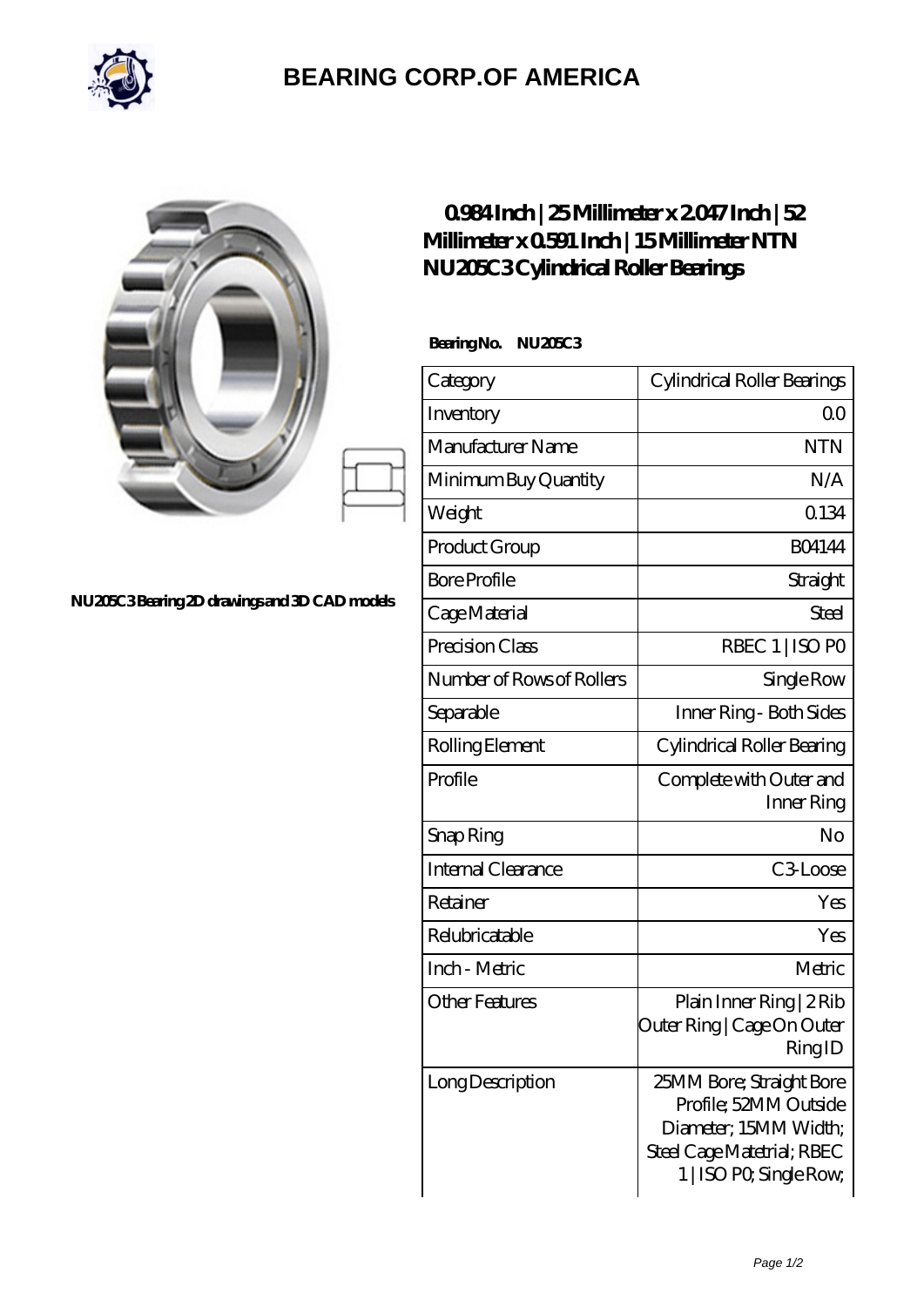# BEARING CORP.OF AMERICA

NU205C3 Bearing 2D drawings and 3D CAD models

## 0.984 Inch | 25 Millimeter x 2.047 Inch | 52 Millimeter x 0.591 Inch | 15 Millimeter NTN NU205C3 Cylindrical Roller Bearings

**Bearing No. NU205C3**

| Category | Cylindrical Roller Bearings |
|---|---|
| Inventory | 0.0 |
| Manufacturer Name | NTN |
| Minimum Buy Quantity | N/A |
| Weight | 0.134 |
| Product Group | B04144 |
| Bore Profile | Straight |
| Cage Material | Steel |
| Precision Class | RBEC 1 \| ISO P0 |
| Number of Rows of Rollers | Single Row |
| Separable | Inner Ring - Both Sides |
| Rolling Element | Cylindrical Roller Bearing |
| Profile | Complete with Outer and Inner Ring |
| Snap Ring | No |
| Internal Clearance | C3-Loose |
| Retainer | Yes |
| Relubricatable | Yes |
| Inch - Metric | Metric |
| Other Features | Plain Inner Ring \| 2 Rib Outer Ring \| Cage On Outer Ring ID |
| Long Description | 25MM Bore; Straight Bore Profile; 52MM Outside Diameter; 15MM Width; Steel Cage Matetrial; RBEC 1 \| ISO P0; Single Row; |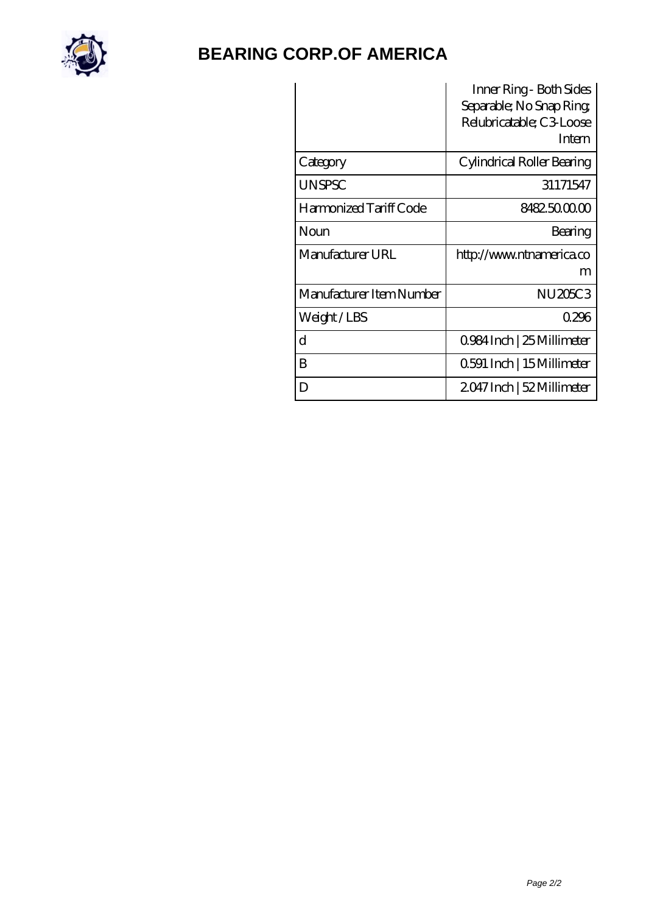| | |
|---|---|
| | Inner Ring - Both Sides Separable; No Snap Ring; Relubricatable; C3-Loose Intern |
| Category | Cylindrical Roller Bearing |
| UNSPSC | 31171547 |
| Harmonized Tariff Code | 8482.50.00.00 |
| Noun | Bearing |
| Manufacturer URL | http://www.ntnamerica.com |
| Manufacturer Item Number | NU205C3 |
| Weight / LBS | 0.296 |
| d | 0.984 Inch \| 25 Millimeter |
| B | 0.591 Inch \| 15 Millimeter |
| D | 2.047 Inch \| 52 Millimeter |